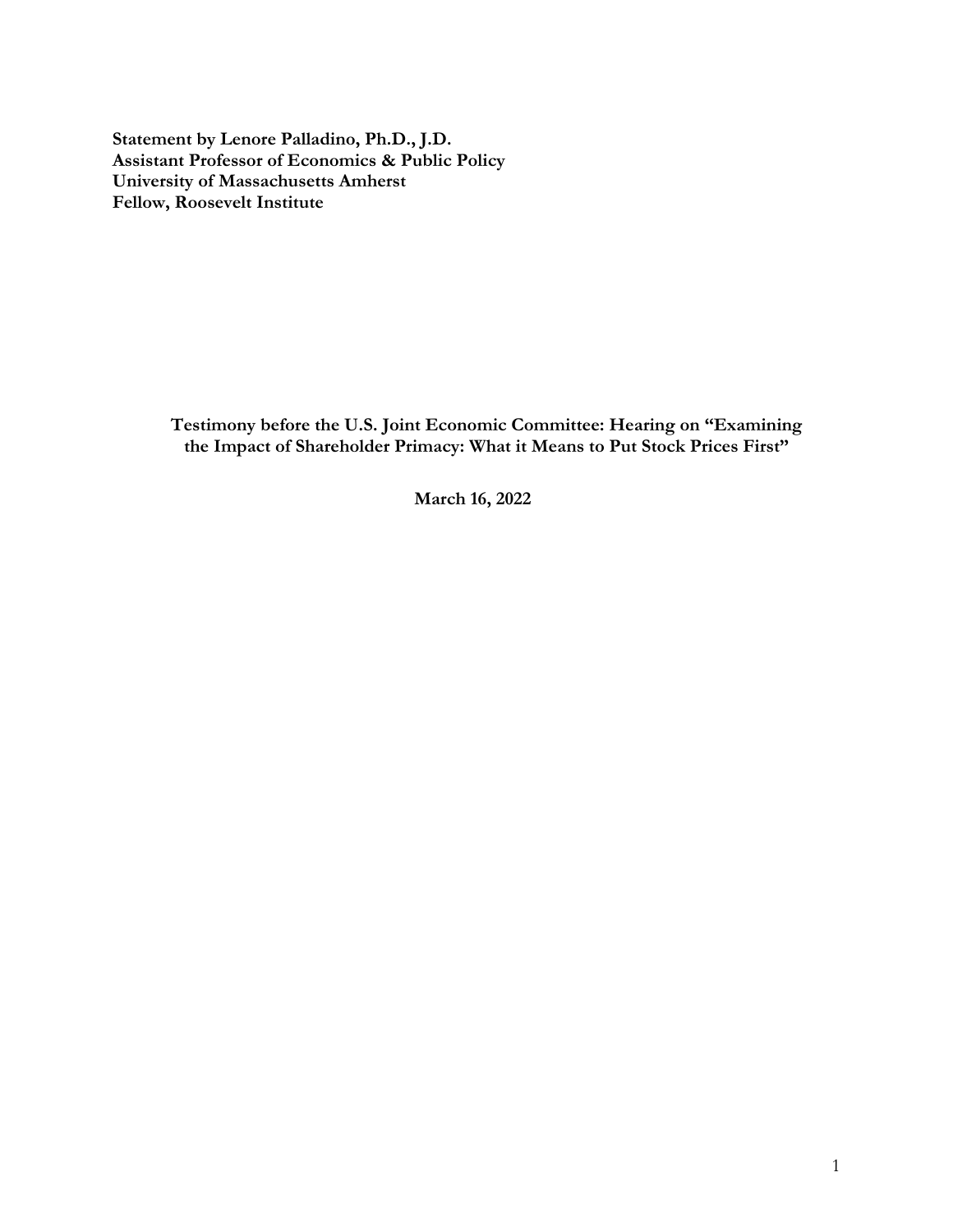**Statement by Lenore Palladino, Ph.D., J.D.**
**Assistant Professor of Economics & Public Policy**
**University of Massachusetts Amherst**
**Fellow, Roosevelt Institute**

**Testimony before the U.S. Joint Economic Committee: Hearing on "Examining the Impact of Shareholder Primacy: What it Means to Put Stock Prices First"**

**March 16, 2022**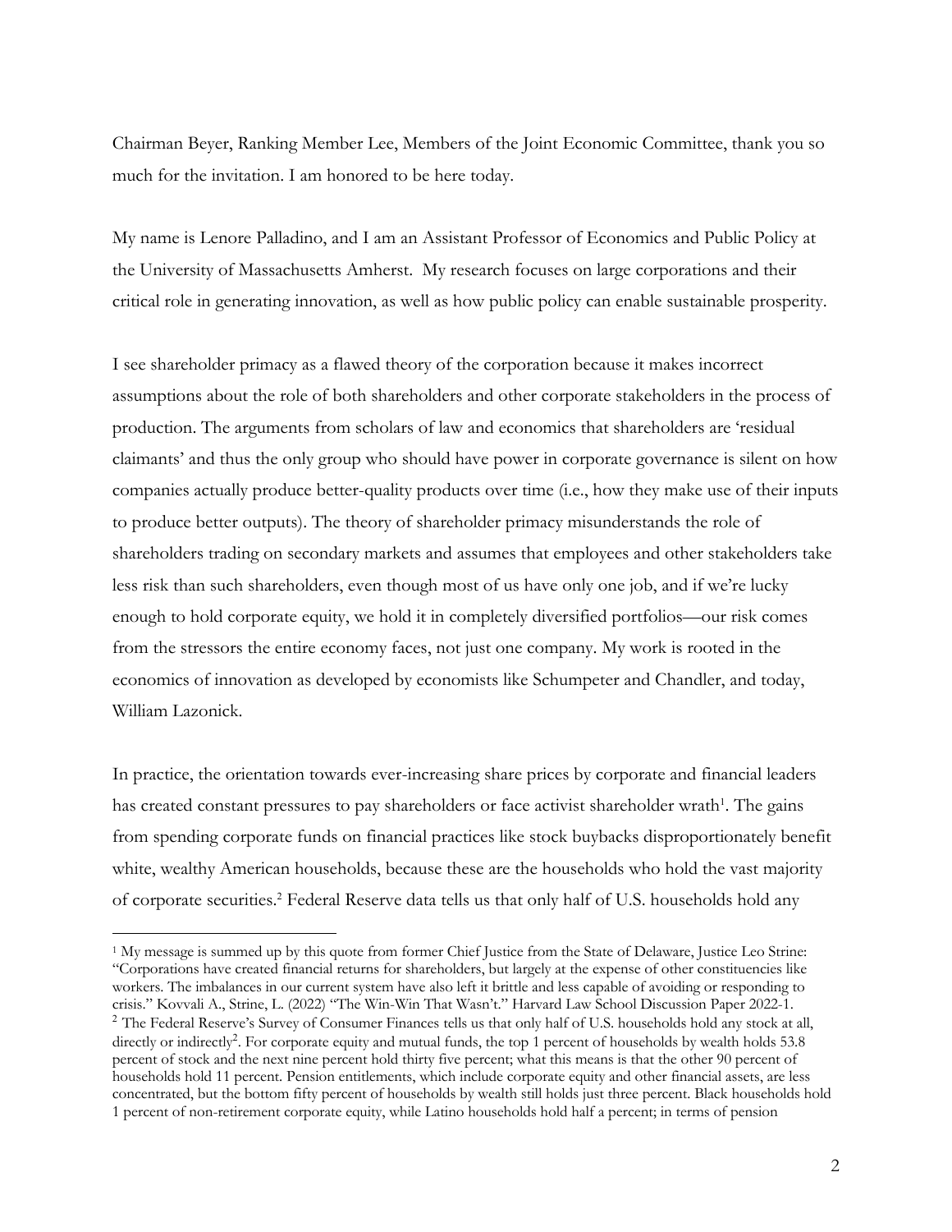Chairman Beyer, Ranking Member Lee, Members of the Joint Economic Committee, thank you so much for the invitation. I am honored to be here today.

My name is Lenore Palladino, and I am an Assistant Professor of Economics and Public Policy at the University of Massachusetts Amherst. My research focuses on large corporations and their critical role in generating innovation, as well as how public policy can enable sustainable prosperity.

I see shareholder primacy as a flawed theory of the corporation because it makes incorrect assumptions about the role of both shareholders and other corporate stakeholders in the process of production. The arguments from scholars of law and economics that shareholders are 'residual claimants' and thus the only group who should have power in corporate governance is silent on how companies actually produce better-quality products over time (i.e., how they make use of their inputs to produce better outputs). The theory of shareholder primacy misunderstands the role of shareholders trading on secondary markets and assumes that employees and other stakeholders take less risk than such shareholders, even though most of us have only one job, and if we're lucky enough to hold corporate equity, we hold it in completely diversified portfolios—our risk comes from the stressors the entire economy faces, not just one company. My work is rooted in the economics of innovation as developed by economists like Schumpeter and Chandler, and today, William Lazonick.

In practice, the orientation towards ever-increasing share prices by corporate and financial leaders has created constant pressures to pay shareholders or face activist shareholder wrath[1]. The gains from spending corporate funds on financial practices like stock buybacks disproportionately benefit white, wealthy American households, because these are the households who hold the vast majority of corporate securities.[2] Federal Reserve data tells us that only half of U.S. households hold any

---

[1] My message is summed up by this quote from former Chief Justice from the State of Delaware, Justice Leo Strine: "Corporations have created financial returns for shareholders, but largely at the expense of other constituencies like workers. The imbalances in our current system have also left it brittle and less capable of avoiding or responding to crisis." Kovvali A., Strine, L. (2022) "The Win-Win That Wasn't." Harvard Law School Discussion Paper 2022-1.

[2] The Federal Reserve's Survey of Consumer Finances tells us that only half of U.S. households hold any stock at all, directly or indirectly[2]. For corporate equity and mutual funds, the top 1 percent of households by wealth holds 53.8 percent of stock and the next nine percent hold thirty five percent; what this means is that the other 90 percent of households hold 11 percent. Pension entitlements, which include corporate equity and other financial assets, are less concentrated, but the bottom fifty percent of households by wealth still holds just three percent. Black households hold 1 percent of non-retirement corporate equity, while Latino households hold half a percent; in terms of pension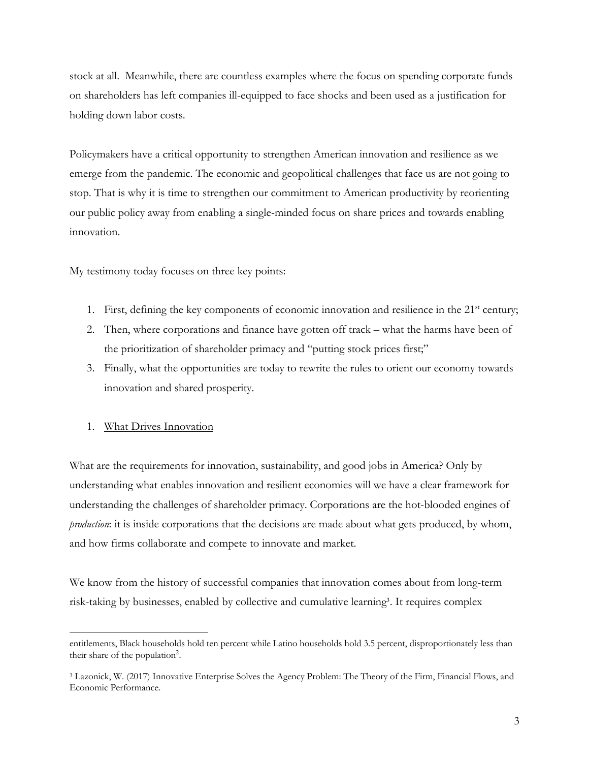stock at all. Meanwhile, there are countless examples where the focus on spending corporate funds on shareholders has left companies ill-equipped to face shocks and been used as a justification for holding down labor costs.

Policymakers have a critical opportunity to strengthen American innovation and resilience as we emerge from the pandemic. The economic and geopolitical challenges that face us are not going to stop. That is why it is time to strengthen our commitment to American productivity by reorienting our public policy away from enabling a single-minded focus on share prices and towards enabling innovation.

My testimony today focuses on three key points:

1. First, defining the key components of economic innovation and resilience in the 21st century;
2. Then, where corporations and finance have gotten off track – what the harms have been of the prioritization of shareholder primacy and "putting stock prices first;"
3. Finally, what the opportunities are today to rewrite the rules to orient our economy towards innovation and shared prosperity.

1. <u>What Drives Innovation</u>

What are the requirements for innovation, sustainability, and good jobs in America? Only by understanding what enables innovation and resilient economies will we have a clear framework for understanding the challenges of shareholder primacy. Corporations are the hot-blooded engines of *production*: it is inside corporations that the decisions are made about what gets produced, by whom, and how firms collaborate and compete to innovate and market.

We know from the history of successful companies that innovation comes about from long-term risk-taking by businesses, enabled by collective and cumulative learning[3]. It requires complex

---

entitlements, Black households hold ten percent while Latino households hold 3.5 percent, disproportionately less than their share of the population[2].

[3] Lazonick, W. (2017) Innovative Enterprise Solves the Agency Problem: The Theory of the Firm, Financial Flows, and Economic Performance.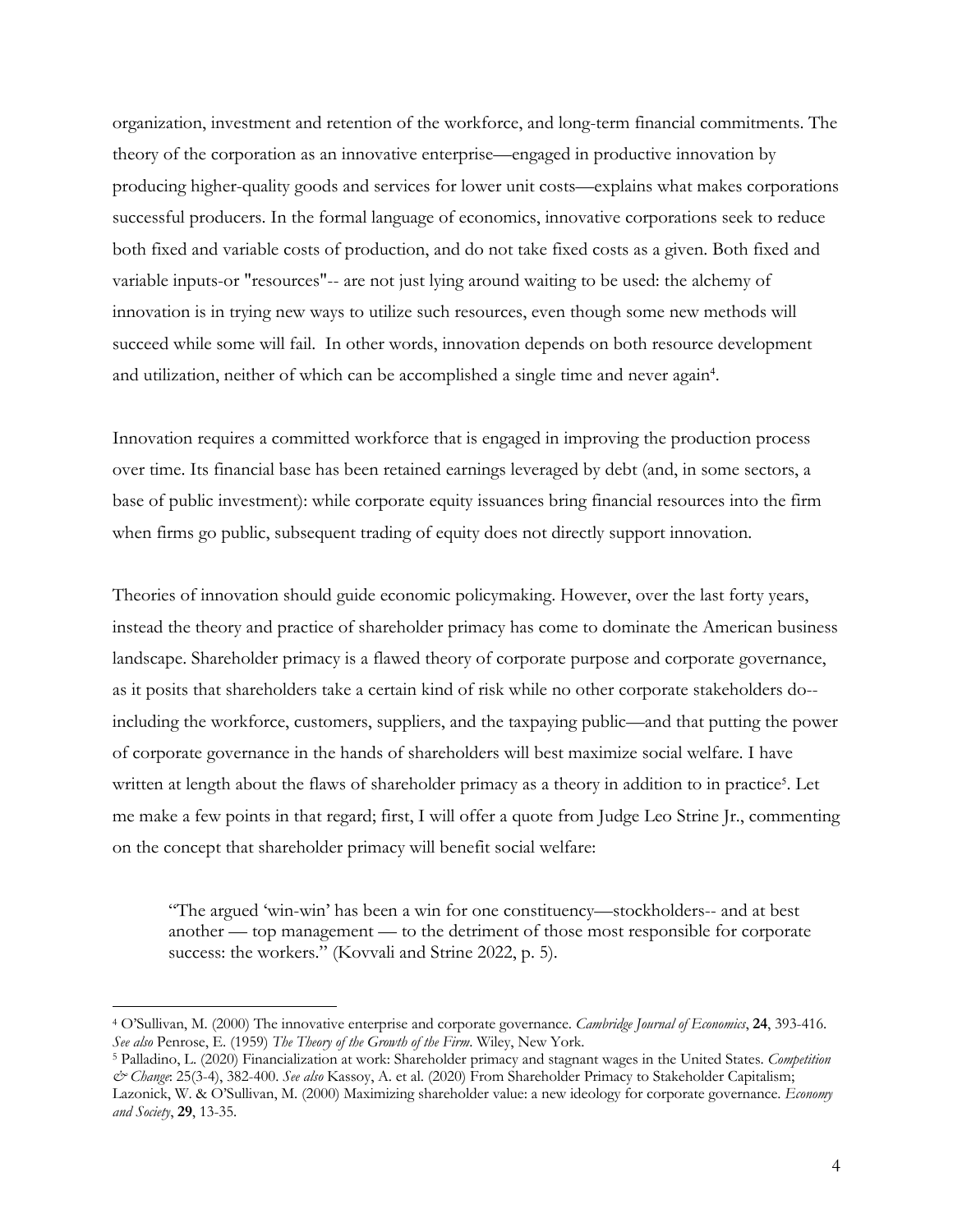organization, investment and retention of the workforce, and long-term financial commitments. The theory of the corporation as an innovative enterprise—engaged in productive innovation by producing higher-quality goods and services for lower unit costs—explains what makes corporations successful producers. In the formal language of economics, innovative corporations seek to reduce both fixed and variable costs of production, and do not take fixed costs as a given. Both fixed and variable inputs-or "resources"-- are not just lying around waiting to be used: the alchemy of innovation is in trying new ways to utilize such resources, even though some new methods will succeed while some will fail. In other words, innovation depends on both resource development and utilization, neither of which can be accomplished a single time and never again[4].

Innovation requires a committed workforce that is engaged in improving the production process over time. Its financial base has been retained earnings leveraged by debt (and, in some sectors, a base of public investment): while corporate equity issuances bring financial resources into the firm when firms go public, subsequent trading of equity does not directly support innovation.

Theories of innovation should guide economic policymaking. However, over the last forty years, instead the theory and practice of shareholder primacy has come to dominate the American business landscape. Shareholder primacy is a flawed theory of corporate purpose and corporate governance, as it posits that shareholders take a certain kind of risk while no other corporate stakeholders do--including the workforce, customers, suppliers, and the taxpaying public—and that putting the power of corporate governance in the hands of shareholders will best maximize social welfare. I have written at length about the flaws of shareholder primacy as a theory in addition to in practice[5]. Let me make a few points in that regard; first, I will offer a quote from Judge Leo Strine Jr., commenting on the concept that shareholder primacy will benefit social welfare:

> "The argued 'win-win' has been a win for one constituency—stockholders-- and at best another — top management — to the detriment of those most responsible for corporate success: the workers." (Kovvali and Strine 2022, p. 5).

---

[4] O'Sullivan, M. (2000) The innovative enterprise and corporate governance. *Cambridge Journal of Economics*, **24**, 393-416. *See also* Penrose, E. (1959) *The Theory of the Growth of the Firm*. Wiley, New York.

[5] Palladino, L. (2020) Financialization at work: Shareholder primacy and stagnant wages in the United States. *Competition & Change*: 25(3-4), 382-400. *See also* Kassoy, A. et al. (2020) From Shareholder Primacy to Stakeholder Capitalism; Lazonick, W. & O'Sullivan, M. (2000) Maximizing shareholder value: a new ideology for corporate governance. *Economy and Society*, **29**, 13-35.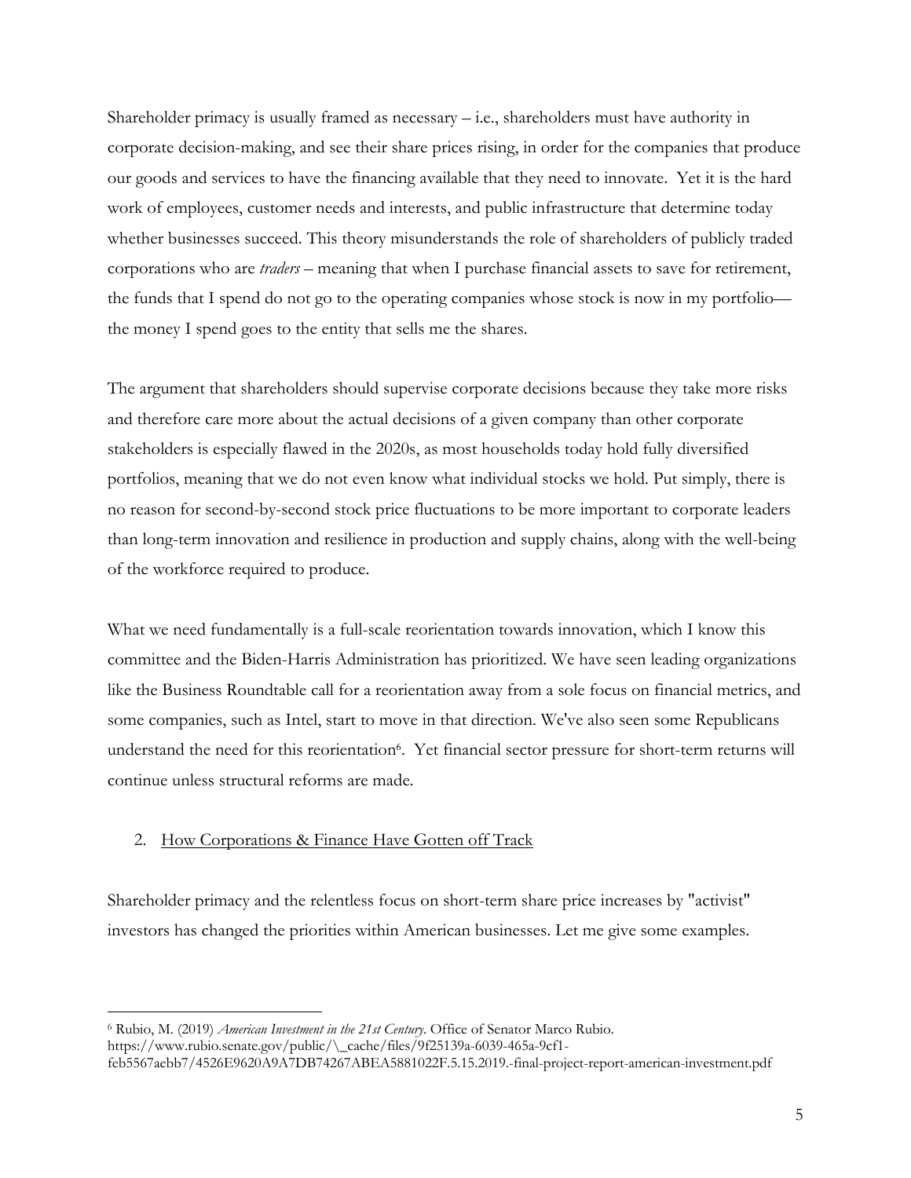Shareholder primacy is usually framed as necessary – i.e., shareholders must have authority in corporate decision-making, and see their share prices rising, in order for the companies that produce our goods and services to have the financing available that they need to innovate. Yet it is the hard work of employees, customer needs and interests, and public infrastructure that determine today whether businesses succeed. This theory misunderstands the role of shareholders of publicly traded corporations who are *traders* – meaning that when I purchase financial assets to save for retirement, the funds that I spend do not go to the operating companies whose stock is now in my portfolio—the money I spend goes to the entity that sells me the shares.

The argument that shareholders should supervise corporate decisions because they take more risks and therefore care more about the actual decisions of a given company than other corporate stakeholders is especially flawed in the 2020s, as most households today hold fully diversified portfolios, meaning that we do not even know what individual stocks we hold. Put simply, there is no reason for second-by-second stock price fluctuations to be more important to corporate leaders than long-term innovation and resilience in production and supply chains, along with the well-being of the workforce required to produce.

What we need fundamentally is a full-scale reorientation towards innovation, which I know this committee and the Biden-Harris Administration has prioritized. We have seen leading organizations like the Business Roundtable call for a reorientation away from a sole focus on financial metrics, and some companies, such as Intel, start to move in that direction. We've also seen some Republicans understand the need for this reorientation[6]. Yet financial sector pressure for short-term returns will continue unless structural reforms are made.

2. How Corporations & Finance Have Gotten off Track

Shareholder primacy and the relentless focus on short-term share price increases by "activist" investors has changed the priorities within American businesses. Let me give some examples.

[6] Rubio, M. (2019) *American Investment in the 21st Century*. Office of Senator Marco Rubio. https://www.rubio.senate.gov/public/\_cache/files/9f25139a-6039-465a-9cf1-feb5567aebb7/4526E9620A9A7DB74267ABEA5881022F.5.15.2019.-final-project-report-american-investment.pdf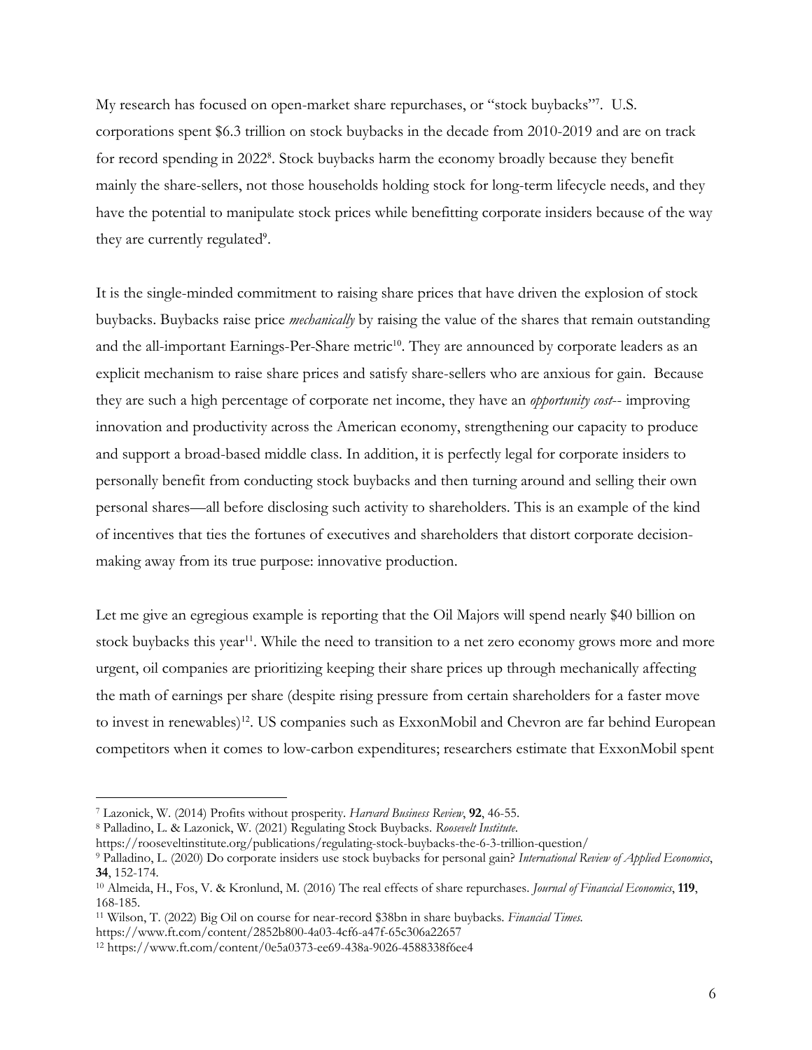My research has focused on open-market share repurchases, or "stock buybacks"[7]. U.S. corporations spent $6.3 trillion on stock buybacks in the decade from 2010-2019 and are on track for record spending in 2022[8]. Stock buybacks harm the economy broadly because they benefit mainly the share-sellers, not those households holding stock for long-term lifecycle needs, and they have the potential to manipulate stock prices while benefitting corporate insiders because of the way they are currently regulated[9].

It is the single-minded commitment to raising share prices that have driven the explosion of stock buybacks. Buybacks raise price *mechanically* by raising the value of the shares that remain outstanding and the all-important Earnings-Per-Share metric[10]. They are announced by corporate leaders as an explicit mechanism to raise share prices and satisfy share-sellers who are anxious for gain. Because they are such a high percentage of corporate net income, they have an *opportunity cost*-- improving innovation and productivity across the American economy, strengthening our capacity to produce and support a broad-based middle class. In addition, it is perfectly legal for corporate insiders to personally benefit from conducting stock buybacks and then turning around and selling their own personal shares—all before disclosing such activity to shareholders. This is an example of the kind of incentives that ties the fortunes of executives and shareholders that distort corporate decision-making away from its true purpose: innovative production.

Let me give an egregious example is reporting that the Oil Majors will spend nearly $40 billion on stock buybacks this year[11]. While the need to transition to a net zero economy grows more and more urgent, oil companies are prioritizing keeping their share prices up through mechanically affecting the math of earnings per share (despite rising pressure from certain shareholders for a faster move to invest in renewables)[12]. US companies such as ExxonMobil and Chevron are far behind European competitors when it comes to low-carbon expenditures; researchers estimate that ExxonMobil spent

---

[7] Lazonick, W. (2014) Profits without prosperity. *Harvard Business Review*, **92**, 46-55.

[8] Palladino, L. & Lazonick, W. (2021) Regulating Stock Buybacks. *Roosevelt Institute*. https://rooseveltinstitute.org/publications/regulating-stock-buybacks-the-6-3-trillion-question/

[9] Palladino, L. (2020) Do corporate insiders use stock buybacks for personal gain? *International Review of Applied Economics*, **34**, 152-174.

[10] Almeida, H., Fos, V. & Kronlund, M. (2016) The real effects of share repurchases. *Journal of Financial Economics*, **119**, 168-185.

[11] Wilson, T. (2022) Big Oil on course for near-record $38bn in share buybacks. *Financial Times*. https://www.ft.com/content/2852b800-4a03-4cf6-a47f-65c306a22657

[12] https://www.ft.com/content/0e5a0373-ee69-438a-9026-4588338f6ee4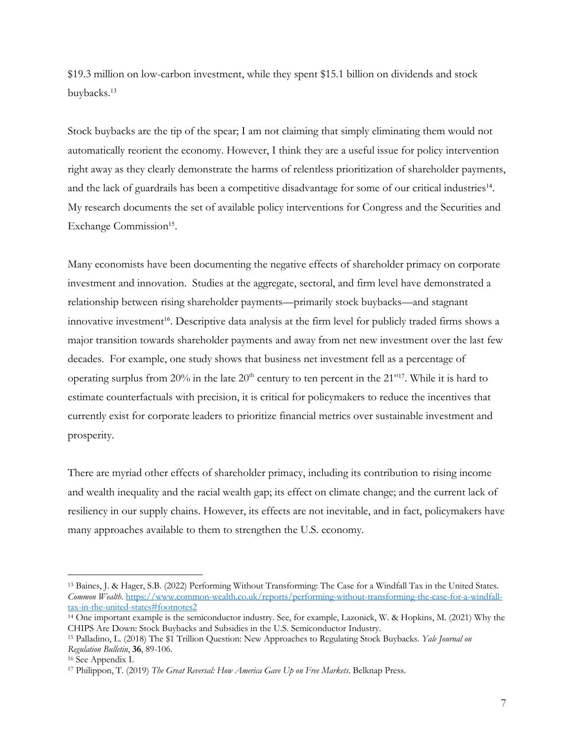$19.3 million on low-carbon investment, while they spent $15.1 billion on dividends and stock buybacks.[13]

Stock buybacks are the tip of the spear; I am not claiming that simply eliminating them would not automatically reorient the economy. However, I think they are a useful issue for policy intervention right away as they clearly demonstrate the harms of relentless prioritization of shareholder payments, and the lack of guardrails has been a competitive disadvantage for some of our critical industries[14]. My research documents the set of available policy interventions for Congress and the Securities and Exchange Commission[15].

Many economists have been documenting the negative effects of shareholder primacy on corporate investment and innovation. Studies at the aggregate, sectoral, and firm level have demonstrated a relationship between rising shareholder payments—primarily stock buybacks—and stagnant innovative investment[16]. Descriptive data analysis at the firm level for publicly traded firms shows a major transition towards shareholder payments and away from net new investment over the last few decades. For example, one study shows that business net investment fell as a percentage of operating surplus from 20% in the late 20th century to ten percent in the 21st[17]. While it is hard to estimate counterfactuals with precision, it is critical for policymakers to reduce the incentives that currently exist for corporate leaders to prioritize financial metrics over sustainable investment and prosperity.

There are myriad other effects of shareholder primacy, including its contribution to rising income and wealth inequality and the racial wealth gap; its effect on climate change; and the current lack of resiliency in our supply chains. However, its effects are not inevitable, and in fact, policymakers have many approaches available to them to strengthen the U.S. economy.

---

[13] Baines, J. & Hager, S.B. (2022) Performing Without Transforming: The Case for a Windfall Tax in the United States. *Common Wealth*. https://www.common-wealth.co.uk/reports/performing-without-transforming-the-case-for-a-windfall-tax-in-the-united-states#footnotes2

[14] One important example is the semiconductor industry. See, for example, Lazonick, W. & Hopkins, M. (2021) Why the CHIPS Are Down: Stock Buybacks and Subsidies in the U.S. Semiconductor Industry.

[15] Palladino, L. (2018) The $1 Trillion Question: New Approaches to Regulating Stock Buybacks. *Yale Journal on Regulation Bulletin*, **36**, 89-106.

[16] See Appendix I.

[17] Philippon, T. (2019) *The Great Reversal: How America Gave Up on Free Markets*. Belknap Press.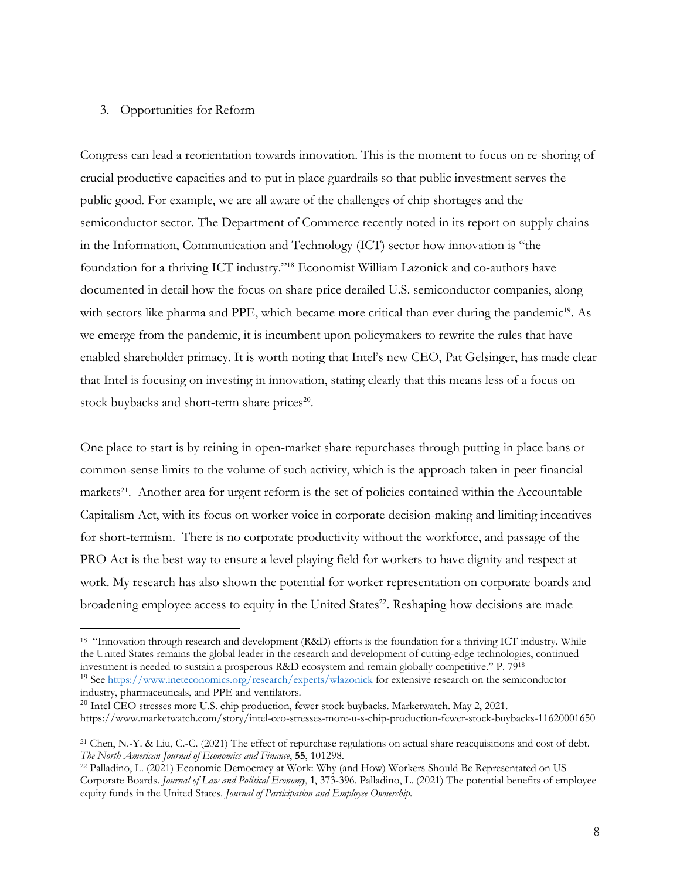3. Opportunities for Reform

Congress can lead a reorientation towards innovation. This is the moment to focus on re-shoring of crucial productive capacities and to put in place guardrails so that public investment serves the public good. For example, we are all aware of the challenges of chip shortages and the semiconductor sector. The Department of Commerce recently noted in its report on supply chains in the Information, Communication and Technology (ICT) sector how innovation is "the foundation for a thriving ICT industry."[18] Economist William Lazonick and co-authors have documented in detail how the focus on share price derailed U.S. semiconductor companies, along with sectors like pharma and PPE, which became more critical than ever during the pandemic[19]. As we emerge from the pandemic, it is incumbent upon policymakers to rewrite the rules that have enabled shareholder primacy. It is worth noting that Intel's new CEO, Pat Gelsinger, has made clear that Intel is focusing on investing in innovation, stating clearly that this means less of a focus on stock buybacks and short-term share prices[20].

One place to start is by reining in open-market share repurchases through putting in place bans or common-sense limits to the volume of such activity, which is the approach taken in peer financial markets[21]. Another area for urgent reform is the set of policies contained within the Accountable Capitalism Act, with its focus on worker voice in corporate decision-making and limiting incentives for short-termism. There is no corporate productivity without the workforce, and passage of the PRO Act is the best way to ensure a level playing field for workers to have dignity and respect at work. My research has also shown the potential for worker representation on corporate boards and broadening employee access to equity in the United States[22]. Reshaping how decisions are made

---

[18] "Innovation through research and development (R&D) efforts is the foundation for a thriving ICT industry. While the United States remains the global leader in the research and development of cutting-edge technologies, continued investment is needed to sustain a prosperous R&D ecosystem and remain globally competitive." P. 79[18]

[19] See https://www.ineteconomics.org/research/experts/wlazonick for extensive research on the semiconductor industry, pharmaceuticals, and PPE and ventilators.

[20] Intel CEO stresses more U.S. chip production, fewer stock buybacks. Marketwatch. May 2, 2021. https://www.marketwatch.com/story/intel-ceo-stresses-more-u-s-chip-production-fewer-stock-buybacks-11620001650

[21] Chen, N.-Y. & Liu, C.-C. (2021) The effect of repurchase regulations on actual share reacquisitions and cost of debt. *The North American Journal of Economics and Finance*, **55**, 101298.

[22] Palladino, L. (2021) Economic Democracy at Work: Why (and How) Workers Should Be Representated on US Corporate Boards. *Journal of Law and Political Economy*, **1**, 373-396. Palladino, L. (2021) The potential benefits of employee equity funds in the United States. *Journal of Participation and Employee Ownership*.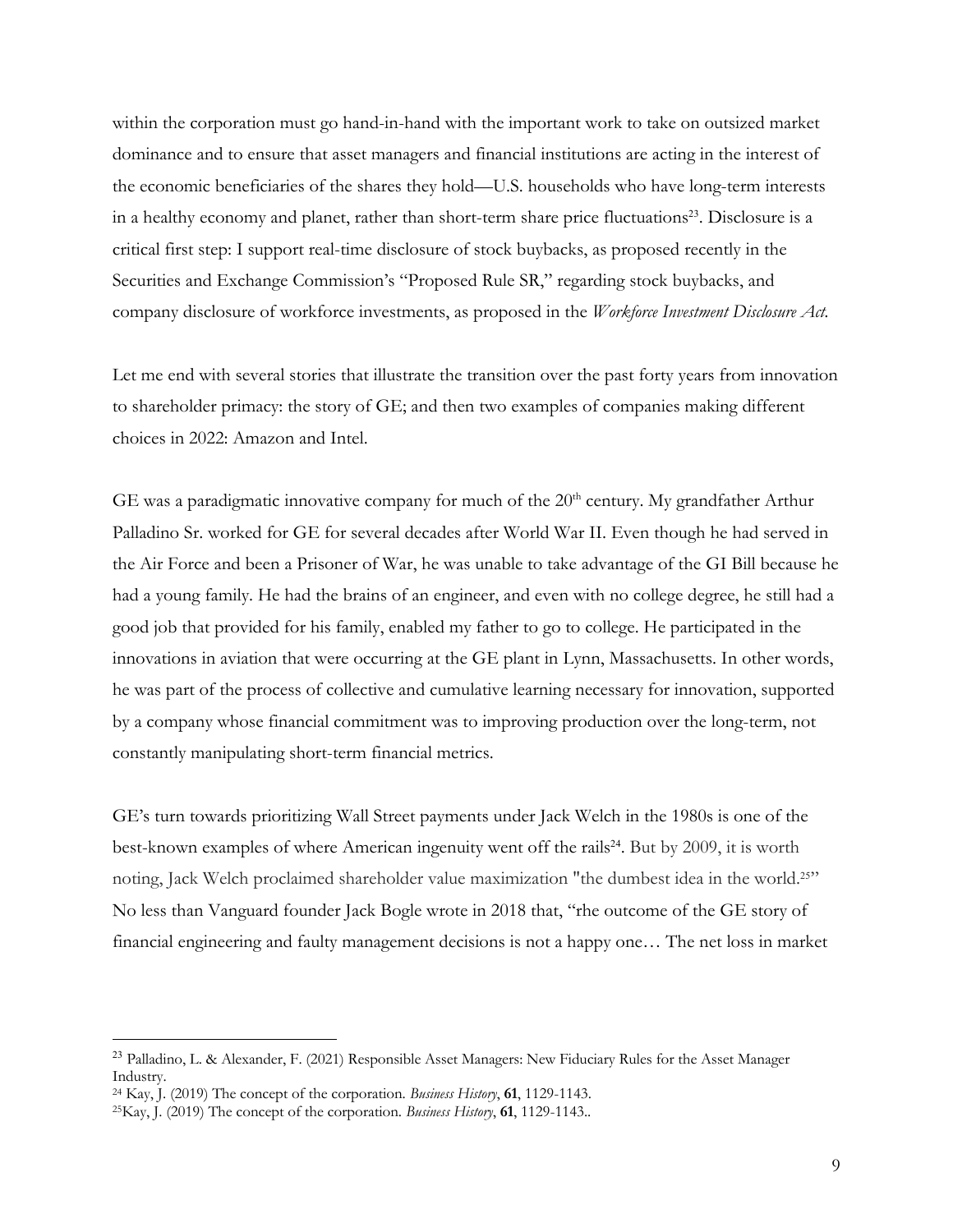within the corporation must go hand-in-hand with the important work to take on outsized market dominance and to ensure that asset managers and financial institutions are acting in the interest of the economic beneficiaries of the shares they hold—U.S. households who have long-term interests in a healthy economy and planet, rather than short-term share price fluctuations[23]. Disclosure is a critical first step: I support real-time disclosure of stock buybacks, as proposed recently in the Securities and Exchange Commission's "Proposed Rule SR," regarding stock buybacks, and company disclosure of workforce investments, as proposed in the *Workforce Investment Disclosure Act.*

Let me end with several stories that illustrate the transition over the past forty years from innovation to shareholder primacy: the story of GE; and then two examples of companies making different choices in 2022: Amazon and Intel.

GE was a paradigmatic innovative company for much of the 20th century. My grandfather Arthur Palladino Sr. worked for GE for several decades after World War II. Even though he had served in the Air Force and been a Prisoner of War, he was unable to take advantage of the GI Bill because he had a young family. He had the brains of an engineer, and even with no college degree, he still had a good job that provided for his family, enabled my father to go to college. He participated in the innovations in aviation that were occurring at the GE plant in Lynn, Massachusetts. In other words, he was part of the process of collective and cumulative learning necessary for innovation, supported by a company whose financial commitment was to improving production over the long-term, not constantly manipulating short-term financial metrics.

GE's turn towards prioritizing Wall Street payments under Jack Welch in the 1980s is one of the best-known examples of where American ingenuity went off the rails[24]. But by 2009, it is worth noting, Jack Welch proclaimed shareholder value maximization "the dumbest idea in the world.[25]" No less than Vanguard founder Jack Bogle wrote in 2018 that, "the outcome of the GE story of financial engineering and faulty management decisions is not a happy one… The net loss in market

---

[23] Palladino, L. & Alexander, F. (2021) Responsible Asset Managers: New Fiduciary Rules for the Asset Manager Industry.

[24] Kay, J. (2019) The concept of the corporation. *Business History*, **61**, 1129-1143.

[25] Kay, J. (2019) The concept of the corporation. *Business History*, **61**, 1129-1143..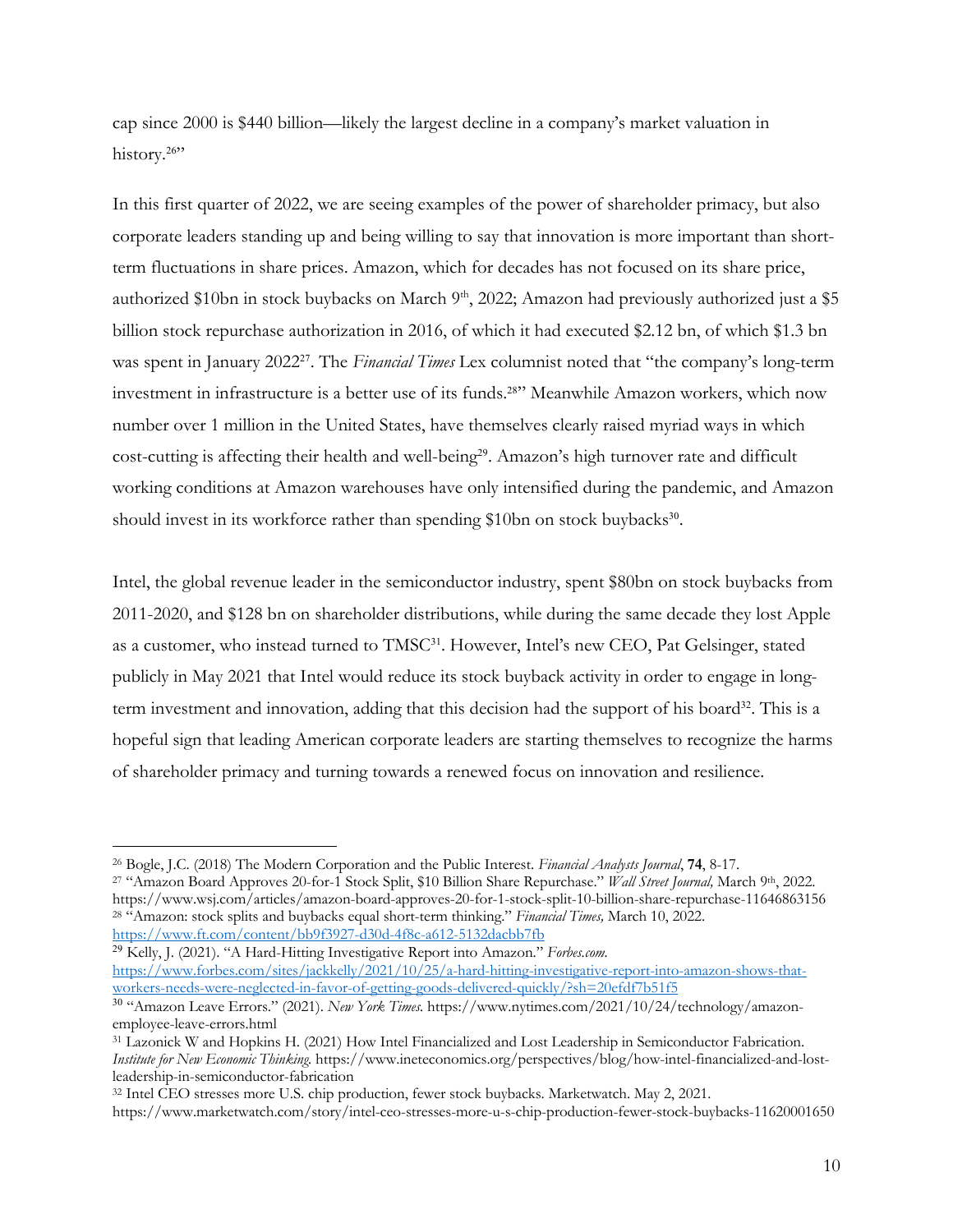cap since 2000 is $440 billion—likely the largest decline in a company's market valuation in history.[26]"

In this first quarter of 2022, we are seeing examples of the power of shareholder primacy, but also corporate leaders standing up and being willing to say that innovation is more important than short-term fluctuations in share prices. Amazon, which for decades has not focused on its share price, authorized $10bn in stock buybacks on March 9th, 2022; Amazon had previously authorized just a $5 billion stock repurchase authorization in 2016, of which it had executed $2.12 bn, of which $1.3 bn was spent in January 2022[27]. The *Financial Times* Lex columnist noted that "the company's long-term investment in infrastructure is a better use of its funds.[28]" Meanwhile Amazon workers, which now number over 1 million in the United States, have themselves clearly raised myriad ways in which cost-cutting is affecting their health and well-being[29]. Amazon's high turnover rate and difficult working conditions at Amazon warehouses have only intensified during the pandemic, and Amazon should invest in its workforce rather than spending $10bn on stock buybacks[30].

Intel, the global revenue leader in the semiconductor industry, spent $80bn on stock buybacks from 2011-2020, and $128 bn on shareholder distributions, while during the same decade they lost Apple as a customer, who instead turned to TMSC[31]. However, Intel's new CEO, Pat Gelsinger, stated publicly in May 2021 that Intel would reduce its stock buyback activity in order to engage in long-term investment and innovation, adding that this decision had the support of his board[32]. This is a hopeful sign that leading American corporate leaders are starting themselves to recognize the harms of shareholder primacy and turning towards a renewed focus on innovation and resilience.

---

[26] Bogle, J.C. (2018) The Modern Corporation and the Public Interest. *Financial Analysts Journal*, **74**, 8-17.

[27] "Amazon Board Approves 20-for-1 Stock Split, $10 Billion Share Repurchase." *Wall Street Journal,* March 9th, 2022. https://www.wsj.com/articles/amazon-board-approves-20-for-1-stock-split-10-billion-share-repurchase-11646863156

[28] "Amazon: stock splits and buybacks equal short-term thinking." *Financial Times,* March 10, 2022. https://www.ft.com/content/bb9f3927-d30d-4f8c-a612-5132dacbb7fb

[29] Kelly, J. (2021). "A Hard-Hitting Investigative Report into Amazon." *Forbes.com.* https://www.forbes.com/sites/jackkelly/2021/10/25/a-hard-hitting-investigative-report-into-amazon-shows-that-workers-needs-were-neglected-in-favor-of-getting-goods-delivered-quickly/?sh=20efdf7b51f5

[30] "Amazon Leave Errors." (2021). *New York Times.* https://www.nytimes.com/2021/10/24/technology/amazon-employee-leave-errors.html

[31] Lazonick W and Hopkins H. (2021) How Intel Financialized and Lost Leadership in Semiconductor Fabrication. *Institute for New Economic Thinking.* https://www.ineteconomics.org/perspectives/blog/how-intel-financialized-and-lost-leadership-in-semiconductor-fabrication

[32] Intel CEO stresses more U.S. chip production, fewer stock buybacks. Marketwatch. May 2, 2021. https://www.marketwatch.com/story/intel-ceo-stresses-more-u-s-chip-production-fewer-stock-buybacks-11620001650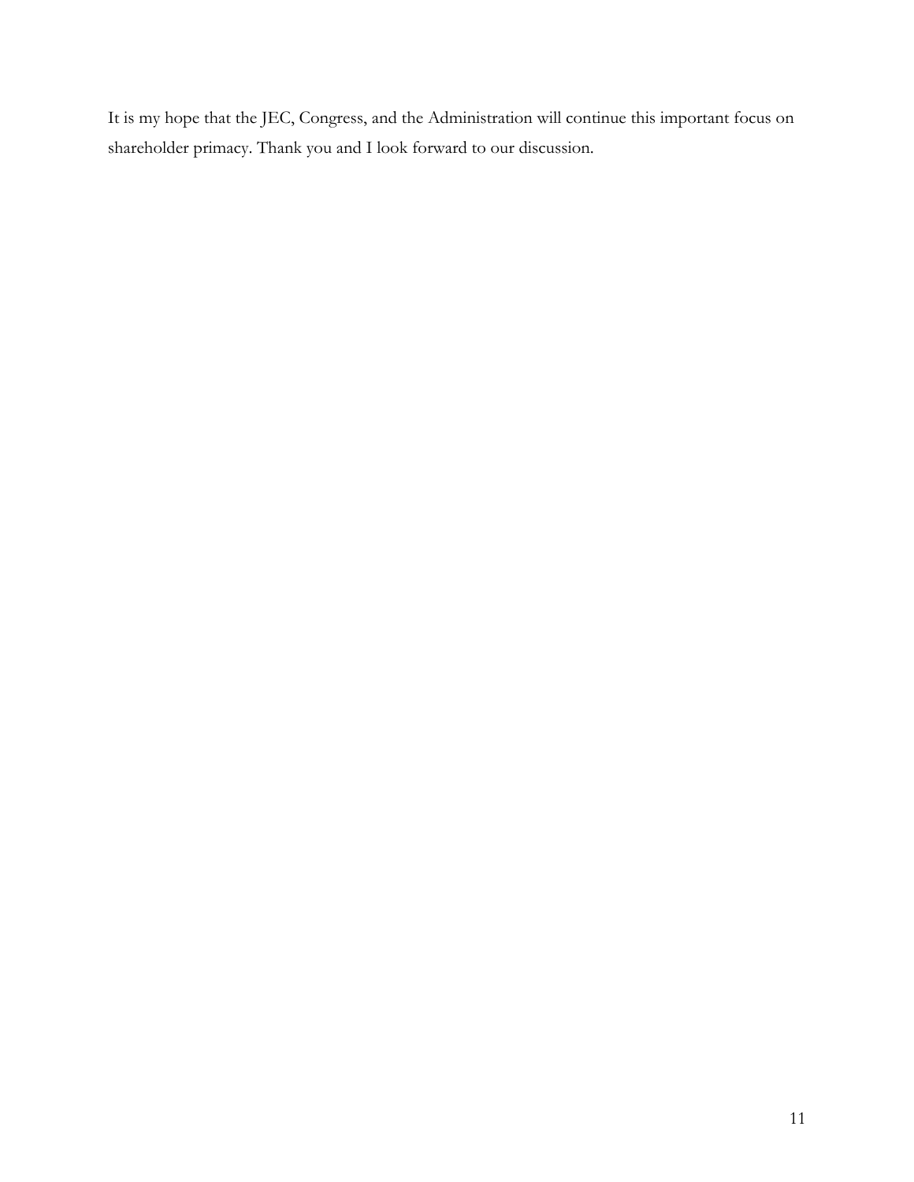It is my hope that the JEC, Congress, and the Administration will continue this important focus on shareholder primacy. Thank you and I look forward to our discussion.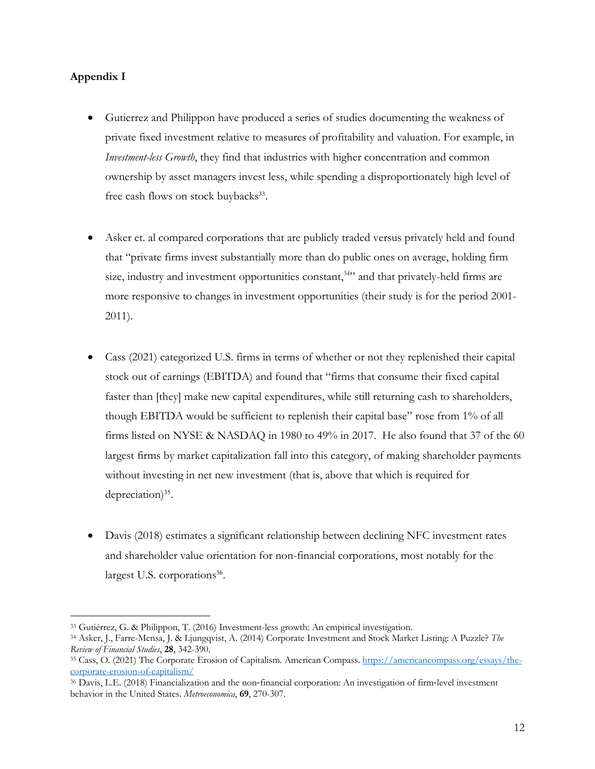**Appendix I**

- Gutierrez and Philippon have produced a series of studies documenting the weakness of private fixed investment relative to measures of profitability and valuation. For example, in *Investment-less Growth*, they find that industries with higher concentration and common ownership by asset managers invest less, while spending a disproportionately high level of free cash flows on stock buybacks[33].

- Asker et. al compared corporations that are publicly traded versus privately held and found that "private firms invest substantially more than do public ones on average, holding firm size, industry and investment opportunities constant,[34]" and that privately-held firms are more responsive to changes in investment opportunities (their study is for the period 2001-2011).

- Cass (2021) categorized U.S. firms in terms of whether or not they replenished their capital stock out of earnings (EBITDA) and found that "firms that consume their fixed capital faster than [they] make new capital expenditures, while still returning cash to shareholders, though EBITDA would be sufficient to replenish their capital base" rose from 1% of all firms listed on NYSE & NASDAQ in 1980 to 49% in 2017. He also found that 37 of the 60 largest firms by market capitalization fall into this category, of making shareholder payments without investing in net new investment (that is, above that which is required for depreciation)[35].

- Davis (2018) estimates a significant relationship between declining NFC investment rates and shareholder value orientation for non-financial corporations, most notably for the largest U.S. corporations[36].

---

[33] Gutiérrez, G. & Philippon, T. (2016) Investment-less growth: An empirical investigation.

[34] Asker, J., Farre-Mensa, J. & Ljungqvist, A. (2014) Corporate Investment and Stock Market Listing: A Puzzle? *The Review of Financial Studies*, **28**, 342-390.

[35] Cass, O. (2021) The Corporate Erosion of Capitalism. American Compass. https://americancompass.org/essays/the-corporate-erosion-of-capitalism/

[36] Davis, L.E. (2018) Financialization and the non-financial corporation: An investigation of firm-level investment behavior in the United States. *Metroeconomica*, **69**, 270-307.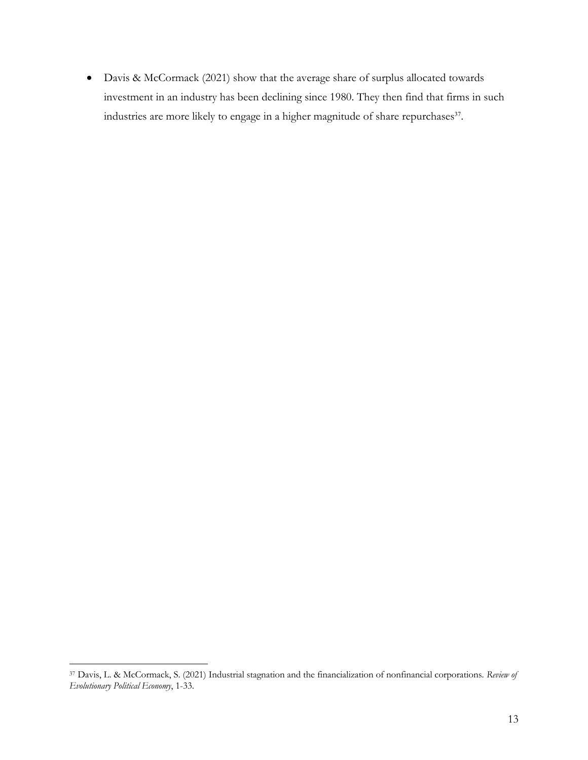- Davis & McCormack (2021) show that the average share of surplus allocated towards investment in an industry has been declining since 1980. They then find that firms in such industries are more likely to engage in a higher magnitude of share repurchases[37].

[37] Davis, L. & McCormack, S. (2021) Industrial stagnation and the financialization of nonfinancial corporations. *Review of Evolutionary Political Economy*, 1-33.